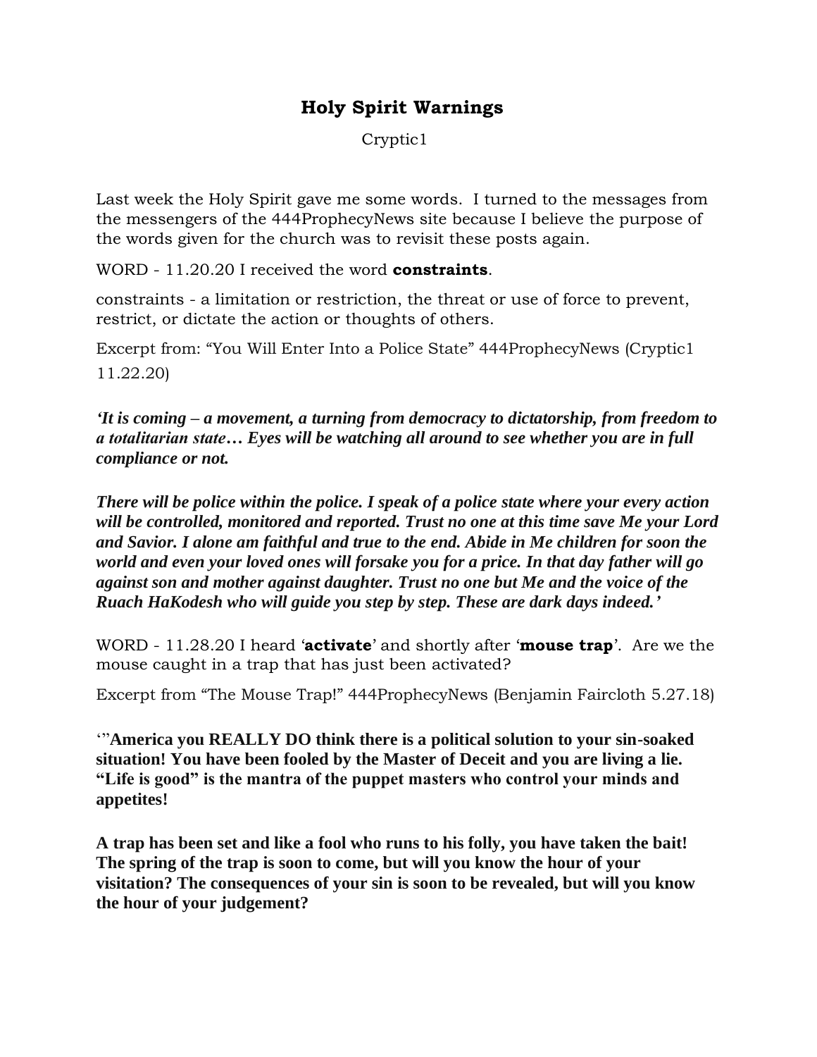# Holy Spirit Warnings

Cryptic1

Last week the Holy Spirit gave me some words. I turned to the messages from the messengers of the 444ProphecyNews site because I believe the purpose of the words given for the church was to revisit these posts again.

WORD - 11.20.20 I received the word **constraints**.

constraints - a limitation or restriction, the threat or use of force to prevent, restrict, or dictate the action or thoughts of others.

Excerpt from: "You Will Enter Into a Police State" 444ProphecyNews (Cryptic1 11.22.20)

***'It is coming – a movement, a turning from democracy to dictatorship, from freedom to a totalitarian state… Eyes will be watching all around to see whether you are in full compliance or not.***

***There will be police within the police. I speak of a police state where your every action will be controlled, monitored and reported. Trust no one at this time save Me your Lord and Savior. I alone am faithful and true to the end. Abide in Me children for soon the world and even your loved ones will forsake you for a price. In that day father will go against son and mother against daughter. Trust no one but Me and the voice of the Ruach HaKodesh who will guide you step by step. These are dark days indeed.'***

WORD - 11.28.20 I heard '**activate**' and shortly after '**mouse trap**'. Are we the mouse caught in a trap that has just been activated?

Excerpt from "The Mouse Trap!" 444ProphecyNews (Benjamin Faircloth 5.27.18)

'"**America you REALLY DO think there is a political solution to your sin-soaked situation! You have been fooled by the Master of Deceit and you are living a lie. "Life is good" is the mantra of the puppet masters who control your minds and appetites!**

**A trap has been set and like a fool who runs to his folly, you have taken the bait! The spring of the trap is soon to come, but will you know the hour of your visitation? The consequences of your sin is soon to be revealed, but will you know the hour of your judgement?**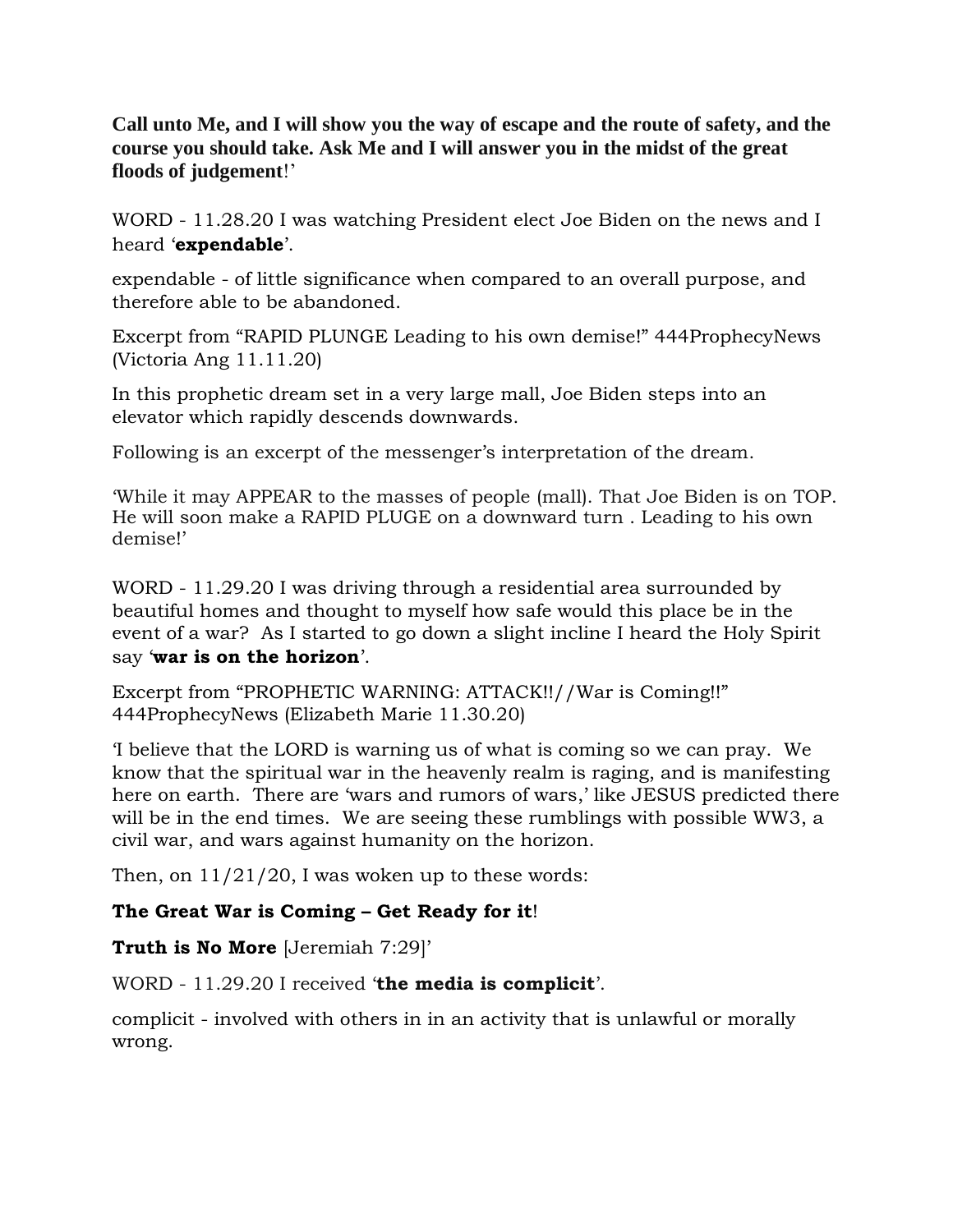**Call unto Me, and I will show you the way of escape and the route of safety, and the course you should take. Ask Me and I will answer you in the midst of the great floods of judgement**!'

WORD - 11.28.20 I was watching President elect Joe Biden on the news and I heard '**expendable**'.

expendable - of little significance when compared to an overall purpose, and therefore able to be abandoned.

Excerpt from "RAPID PLUNGE Leading to his own demise!" 444ProphecyNews (Victoria Ang 11.11.20)

In this prophetic dream set in a very large mall, Joe Biden steps into an elevator which rapidly descends downwards.

Following is an excerpt of the messenger's interpretation of the dream.

'While it may APPEAR to the masses of people (mall). That Joe Biden is on TOP. He will soon make a RAPID PLUGE on a downward turn . Leading to his own demise!'

WORD - 11.29.20 I was driving through a residential area surrounded by beautiful homes and thought to myself how safe would this place be in the event of a war? As I started to go down a slight incline I heard the Holy Spirit say '**war is on the horizon**'.

Excerpt from "PROPHETIC WARNING: ATTACK!!//War is Coming!!" 444ProphecyNews (Elizabeth Marie 11.30.20)

'I believe that the LORD is warning us of what is coming so we can pray. We know that the spiritual war in the heavenly realm is raging, and is manifesting here on earth. There are 'wars and rumors of wars,' like JESUS predicted there will be in the end times. We are seeing these rumblings with possible WW3, a civil war, and wars against humanity on the horizon.

Then, on 11/21/20, I was woken up to these words:

**The Great War is Coming – Get Ready for it**!

**Truth is No More** [Jeremiah 7:29]'

WORD - 11.29.20 I received '**the media is complicit**'.

complicit - involved with others in in an activity that is unlawful or morally wrong.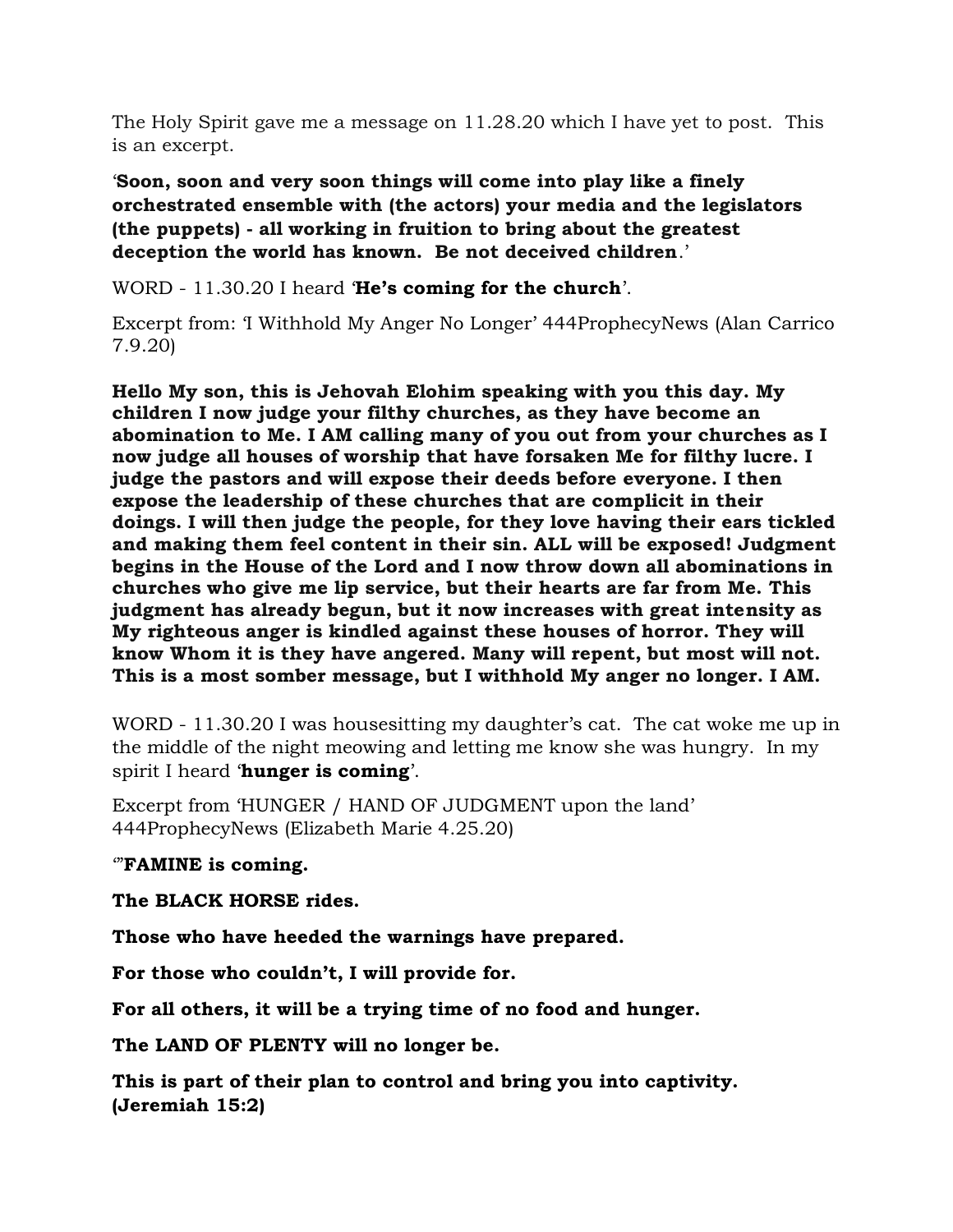The Holy Spirit gave me a message on 11.28.20 which I have yet to post. This is an excerpt.

'**Soon, soon and very soon things will come into play like a finely orchestrated ensemble with (the actors) your media and the legislators (the puppets) - all working in fruition to bring about the greatest deception the world has known. Be not deceived children**.'

WORD - 11.30.20 I heard '**He's coming for the church**'.

Excerpt from: 'I Withhold My Anger No Longer' 444ProphecyNews (Alan Carrico 7.9.20)

**Hello My son, this is Jehovah Elohim speaking with you this day. My children I now judge your filthy churches, as they have become an abomination to Me. I AM calling many of you out from your churches as I now judge all houses of worship that have forsaken Me for filthy lucre. I judge the pastors and will expose their deeds before everyone. I then expose the leadership of these churches that are complicit in their doings. I will then judge the people, for they love having their ears tickled and making them feel content in their sin. ALL will be exposed! Judgment begins in the House of the Lord and I now throw down all abominations in churches who give me lip service, but their hearts are far from Me. This judgment has already begun, but it now increases with great intensity as My righteous anger is kindled against these houses of horror. They will know Whom it is they have angered. Many will repent, but most will not. This is a most somber message, but I withhold My anger no longer. I AM.**

WORD - 11.30.20 I was housesitting my daughter's cat. The cat woke me up in the middle of the night meowing and letting me know she was hungry. In my spirit I heard '**hunger is coming**'.

Excerpt from 'HUNGER / HAND OF JUDGMENT upon the land' 444ProphecyNews (Elizabeth Marie 4.25.20)

'"**FAMINE is coming.**

**The BLACK HORSE rides.**

**Those who have heeded the warnings have prepared.**

**For those who couldn't, I will provide for.**

**For all others, it will be a trying time of no food and hunger.**

**The LAND OF PLENTY will no longer be.**

**This is part of their plan to control and bring you into captivity. (Jeremiah 15:2)**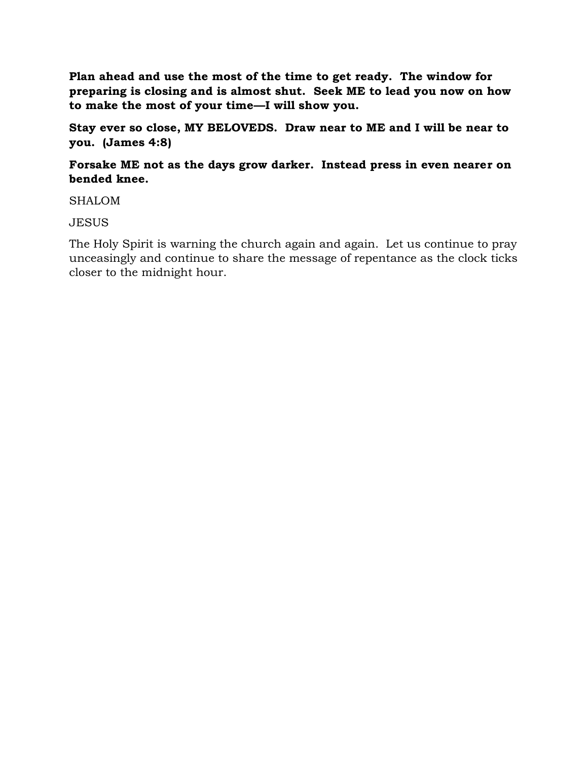**Plan ahead and use the most of the time to get ready. The window for preparing is closing and is almost shut. Seek ME to lead you now on how to make the most of your time—I will show you.**

**Stay ever so close, MY BELOVEDS. Draw near to ME and I will be near to you. (James 4:8)**

**Forsake ME not as the days grow darker. Instead press in even nearer on bended knee.**

SHALOM

JESUS

The Holy Spirit is warning the church again and again. Let us continue to pray unceasingly and continue to share the message of repentance as the clock ticks closer to the midnight hour.